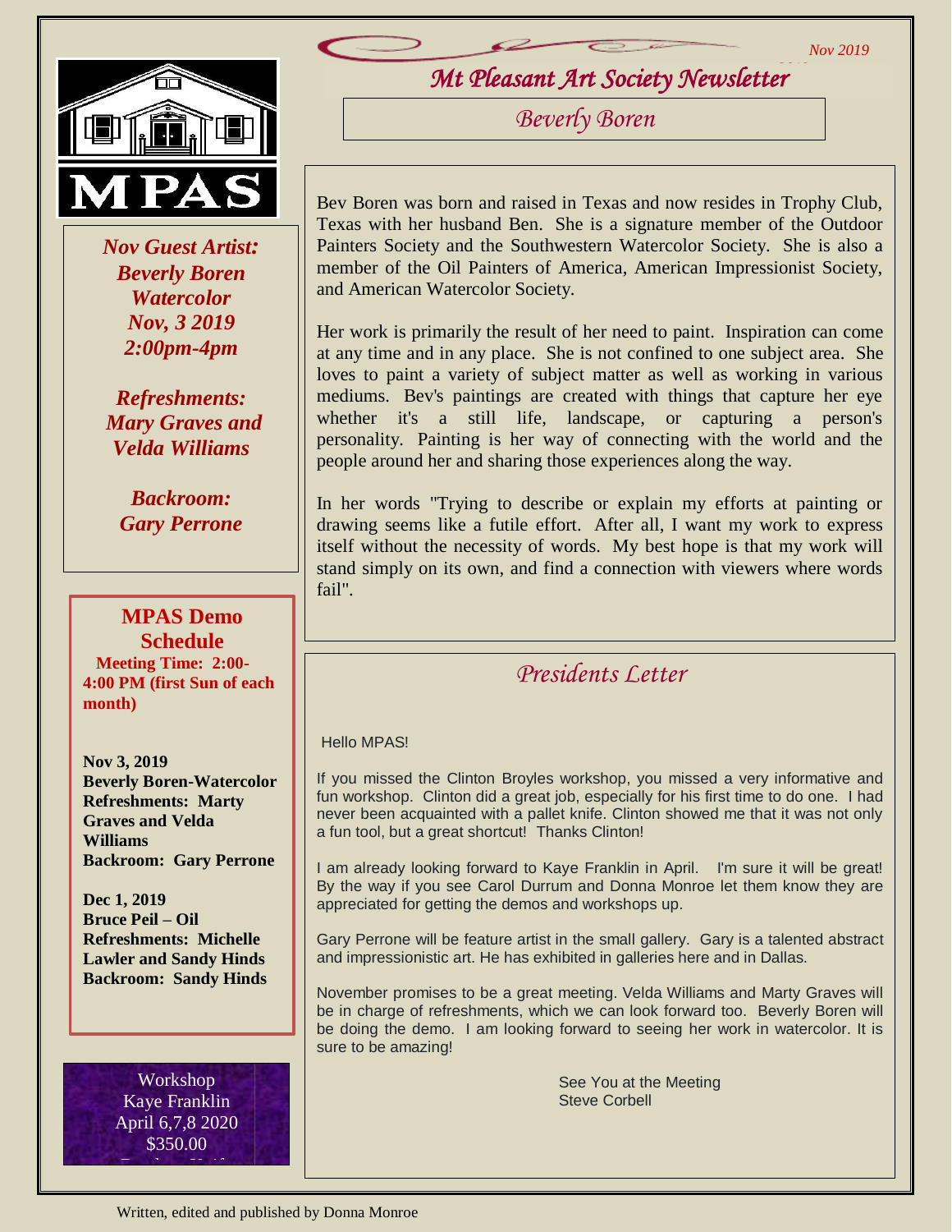Nov 2019

# Mt Pleasant Art Society Newsletter

MPAS

***Nov Guest Artist:***
***Beverly Boren***
***Watercolor***
***Nov, 3 2019***
***2:00pm-4pm***

***Refreshments:***
***Mary Graves and Velda Williams***

***Backroom:***
***Gary Perrone***

## Beverly Boren

Bev Boren was born and raised in Texas and now resides in Trophy Club, Texas with her husband Ben. She is a signature member of the Outdoor Painters Society and the Southwestern Watercolor Society. She is also a member of the Oil Painters of America, American Impressionist Society, and American Watercolor Society.

Her work is primarily the result of her need to paint. Inspiration can come at any time and in any place. She is not confined to one subject area. She loves to paint a variety of subject matter as well as working in various mediums. Bev's paintings are created with things that capture her eye whether it's a still life, landscape, or capturing a person's personality. Painting is her way of connecting with the world and the people around her and sharing those experiences along the way.

In her words "Trying to describe or explain my efforts at painting or drawing seems like a futile effort. After all, I want my work to express itself without the necessity of words. My best hope is that my work will stand simply on its own, and find a connection with viewers where words fail".

## MPAS Demo Schedule

**Meeting Time: 2:00-4:00 PM (first Sun of each month)**

**Nov 3, 2019**
**Beverly Boren-Watercolor**
**Refreshments: Marty Graves and Velda Williams**
**Backroom: Gary Perrone**

**Dec 1, 2019**
**Bruce Peil – Oil**
**Refreshments: Michelle Lawler and Sandy Hinds**
**Backroom: Sandy Hinds**

## Presidents Letter

Hello MPAS!

If you missed the Clinton Broyles workshop, you missed a very informative and fun workshop. Clinton did a great job, especially for his first time to do one. I had never been acquainted with a pallet knife. Clinton showed me that it was not only a fun tool, but a great shortcut! Thanks Clinton!

I am already looking forward to Kaye Franklin in April. I'm sure it will be great! By the way if you see Carol Durrum and Donna Monroe let them know they are appreciated for getting the demos and workshops up.

Gary Perrone will be feature artist in the small gallery. Gary is a talented abstract and impressionistic art. He has exhibited in galleries here and in Dallas.

November promises to be a great meeting. Velda Williams and Marty Graves will be in charge of refreshments, which we can look forward too. Beverly Boren will be doing the demo. I am looking forward to seeing her work in watercolor. It is sure to be amazing!

See You at the Meeting
Steve Corbell

Workshop
Kaye Franklin
April 6,7,8 2020
$350.00

Written, edited and published by Donna Monroe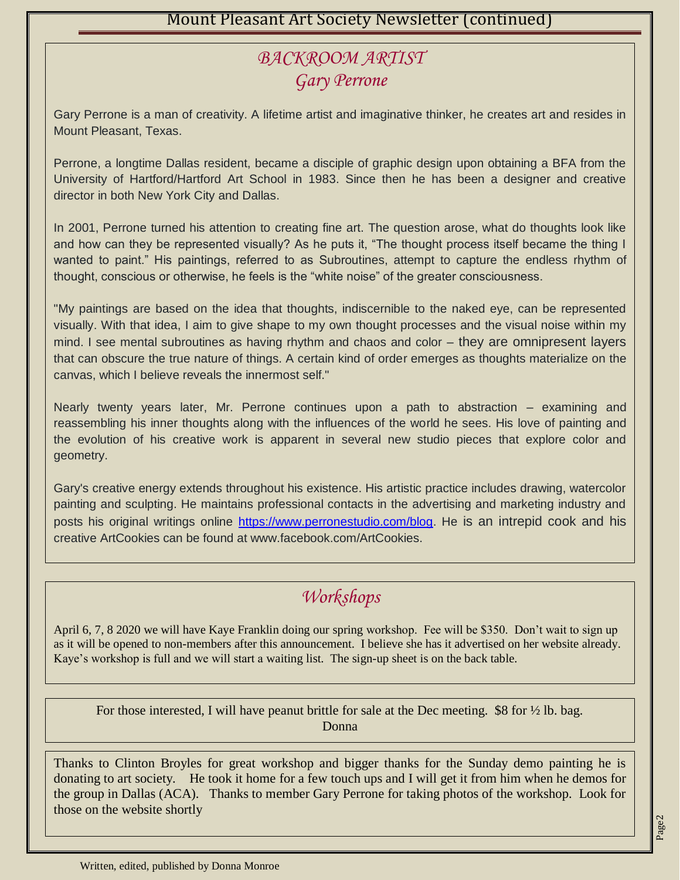## *BACKROOM ARTIST*
## *Gary Perrone*

Gary Perrone is a man of creativity. A lifetime artist and imaginative thinker, he creates art and resides in Mount Pleasant, Texas.

Perrone, a longtime Dallas resident, became a disciple of graphic design upon obtaining a BFA from the University of Hartford/Hartford Art School in 1983. Since then he has been a designer and creative director in both New York City and Dallas.

In 2001, Perrone turned his attention to creating fine art. The question arose, what do thoughts look like and how can they be represented visually? As he puts it, “The thought process itself became the thing I wanted to paint.” His paintings, referred to as Subroutines, attempt to capture the endless rhythm of thought, conscious or otherwise, he feels is the “white noise” of the greater consciousness.

"My paintings are based on the idea that thoughts, indiscernible to the naked eye, can be represented visually. With that idea, I aim to give shape to my own thought processes and the visual noise within my mind. I see mental subroutines as having rhythm and chaos and color – they are omnipresent layers that can obscure the true nature of things. A certain kind of order emerges as thoughts materialize on the canvas, which I believe reveals the innermost self."

Nearly twenty years later, Mr. Perrone continues upon a path to abstraction – examining and reassembling his inner thoughts along with the influences of the world he sees. His love of painting and the evolution of his creative work is apparent in several new studio pieces that explore color and geometry.

Gary's creative energy extends throughout his existence. His artistic practice includes drawing, watercolor painting and sculpting. He maintains professional contacts in the advertising and marketing industry and posts his original writings online https://www.perronestudio.com/blog. He is an intrepid cook and his creative ArtCookies can be found at www.facebook.com/ArtCookies.

## *Workshops*

April 6, 7, 8 2020 we will have Kaye Franklin doing our spring workshop. Fee will be $350. Don’t wait to sign up as it will be opened to non-members after this announcement. I believe she has it advertised on her website already. Kaye’s workshop is full and we will start a waiting list. The sign-up sheet is on the back table.

For those interested, I will have peanut brittle for sale at the Dec meeting. $8 for ½ lb. bag.
Donna

Thanks to Clinton Broyles for great workshop and bigger thanks for the Sunday demo painting he is donating to art society. He took it home for a few touch ups and I will get it from him when he demos for the group in Dallas (ACA). Thanks to member Gary Perrone for taking photos of the workshop. Look for those on the website shortly

Written, edited, published by Donna Monroe